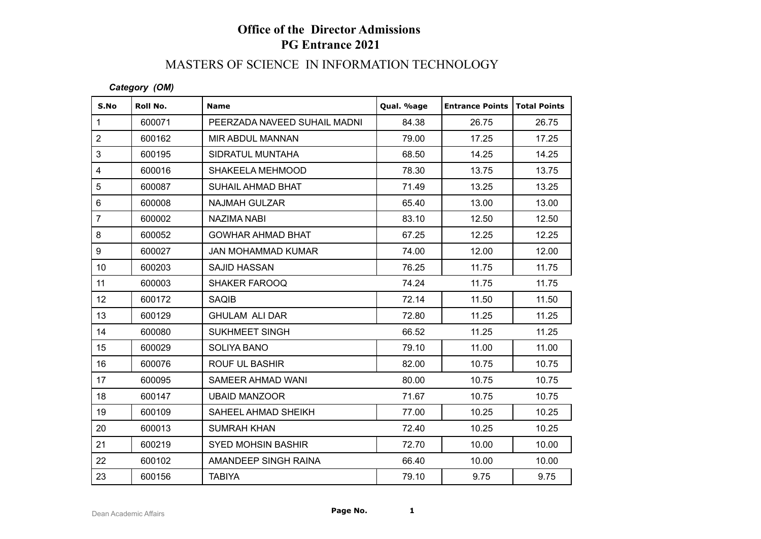# Office of the Director Admissions
## PG Entrance 2021
### MASTERS OF SCIENCE IN INFORMATION TECHNOLOGY

***Category (OM)***

| S.No | Roll No. | Name | Qual. %age | Entrance Points | Total Points |
|---|---|---|---|---|---|
| 1 | 600071 | PEERZADA NAVEED SUHAIL MADNI | 84.38 | 26.75 | 26.75 |
| 2 | 600162 | MIR ABDUL MANNAN | 79.00 | 17.25 | 17.25 |
| 3 | 600195 | SIDRATUL MUNTAHA | 68.50 | 14.25 | 14.25 |
| 4 | 600016 | SHAKEELA MEHMOOD | 78.30 | 13.75 | 13.75 |
| 5 | 600087 | SUHAIL AHMAD BHAT | 71.49 | 13.25 | 13.25 |
| 6 | 600008 | NAJMAH GULZAR | 65.40 | 13.00 | 13.00 |
| 7 | 600002 | NAZIMA NABI | 83.10 | 12.50 | 12.50 |
| 8 | 600052 | GOWHAR AHMAD BHAT | 67.25 | 12.25 | 12.25 |
| 9 | 600027 | JAN MOHAMMAD KUMAR | 74.00 | 12.00 | 12.00 |
| 10 | 600203 | SAJID HASSAN | 76.25 | 11.75 | 11.75 |
| 11 | 600003 | SHAKER FAROOQ | 74.24 | 11.75 | 11.75 |
| 12 | 600172 | SAQIB | 72.14 | 11.50 | 11.50 |
| 13 | 600129 | GHULAM ALI DAR | 72.80 | 11.25 | 11.25 |
| 14 | 600080 | SUKHMEET SINGH | 66.52 | 11.25 | 11.25 |
| 15 | 600029 | SOLIYA BANO | 79.10 | 11.00 | 11.00 |
| 16 | 600076 | ROUF UL BASHIR | 82.00 | 10.75 | 10.75 |
| 17 | 600095 | SAMEER AHMAD WANI | 80.00 | 10.75 | 10.75 |
| 18 | 600147 | UBAID MANZOOR | 71.67 | 10.75 | 10.75 |
| 19 | 600109 | SAHEEL AHMAD SHEIKH | 77.00 | 10.25 | 10.25 |
| 20 | 600013 | SUMRAH KHAN | 72.40 | 10.25 | 10.25 |
| 21 | 600219 | SYED MOHSIN BASHIR | 72.70 | 10.00 | 10.00 |
| 22 | 600102 | AMANDEEP SINGH RAINA | 66.40 | 10.00 | 10.00 |
| 23 | 600156 | TABIYA | 79.10 | 9.75 | 9.75 |

Dean Academic Affairs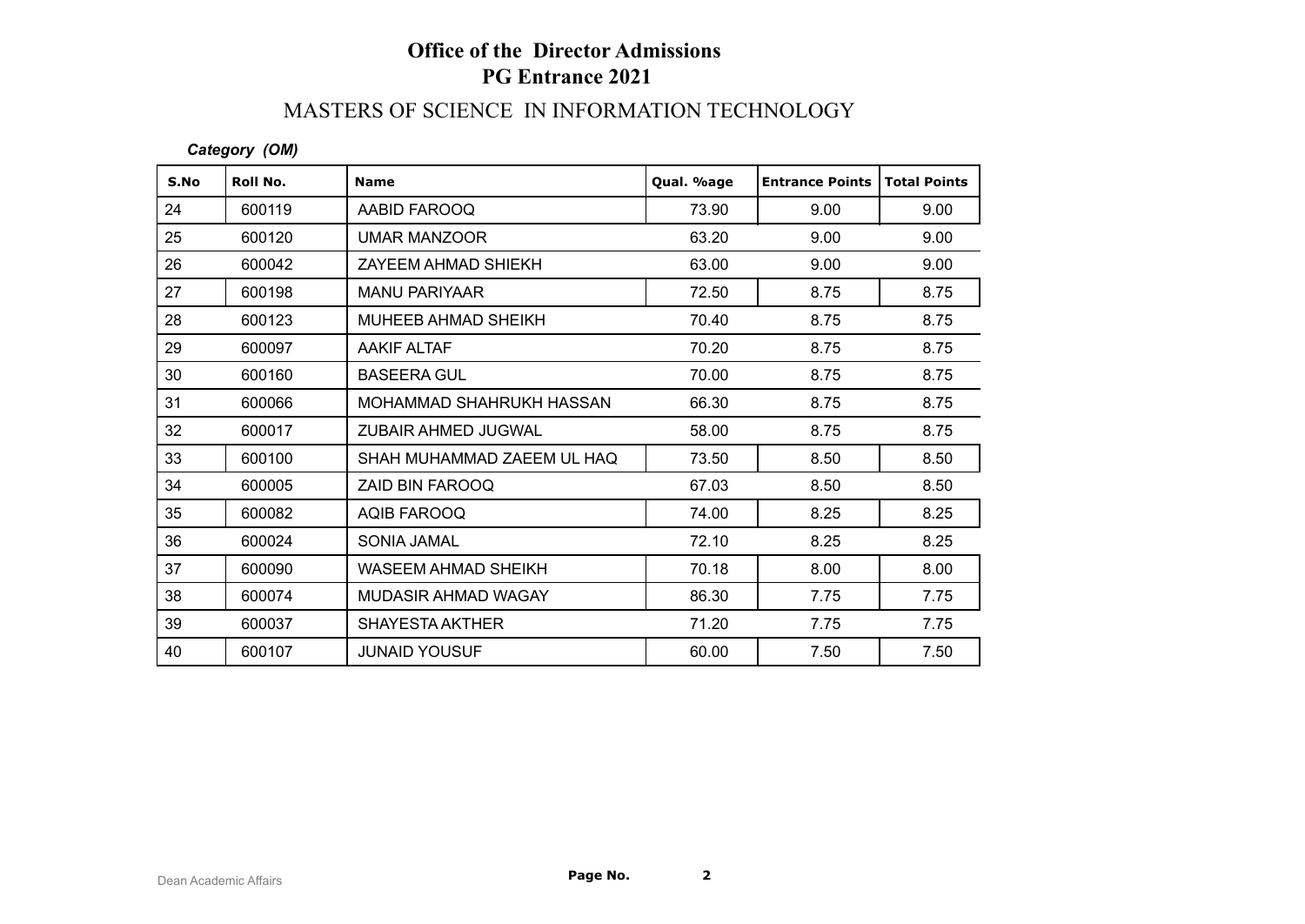# Office of the Director Admissions
## PG Entrance 2021

### MASTERS OF SCIENCE IN INFORMATION TECHNOLOGY

*Category (OM)*

| S.No | Roll No. | Name | Qual. %age | Entrance Points | Total Points |
|---|---|---|---|---|---|
| 24 | 600119 | AABID FAROOQ | 73.90 | 9.00 | 9.00 |
| 25 | 600120 | UMAR MANZOOR | 63.20 | 9.00 | 9.00 |
| 26 | 600042 | ZAYEEM AHMAD SHIEKH | 63.00 | 9.00 | 9.00 |
| 27 | 600198 | MANU PARIYAAR | 72.50 | 8.75 | 8.75 |
| 28 | 600123 | MUHEEB AHMAD SHEIKH | 70.40 | 8.75 | 8.75 |
| 29 | 600097 | AAKIF ALTAF | 70.20 | 8.75 | 8.75 |
| 30 | 600160 | BASEERA GUL | 70.00 | 8.75 | 8.75 |
| 31 | 600066 | MOHAMMAD SHAHRUKH HASSAN | 66.30 | 8.75 | 8.75 |
| 32 | 600017 | ZUBAIR AHMED JUGWAL | 58.00 | 8.75 | 8.75 |
| 33 | 600100 | SHAH MUHAMMAD ZAEEM UL HAQ | 73.50 | 8.50 | 8.50 |
| 34 | 600005 | ZAID BIN FAROOQ | 67.03 | 8.50 | 8.50 |
| 35 | 600082 | AQIB FAROOQ | 74.00 | 8.25 | 8.25 |
| 36 | 600024 | SONIA JAMAL | 72.10 | 8.25 | 8.25 |
| 37 | 600090 | WASEEM AHMAD SHEIKH | 70.18 | 8.00 | 8.00 |
| 38 | 600074 | MUDASIR AHMAD WAGAY | 86.30 | 7.75 | 7.75 |
| 39 | 600037 | SHAYESTA AKTHER | 71.20 | 7.75 | 7.75 |
| 40 | 600107 | JUNAID YOUSUF | 60.00 | 7.50 | 7.50 |

Dean Academic Affairs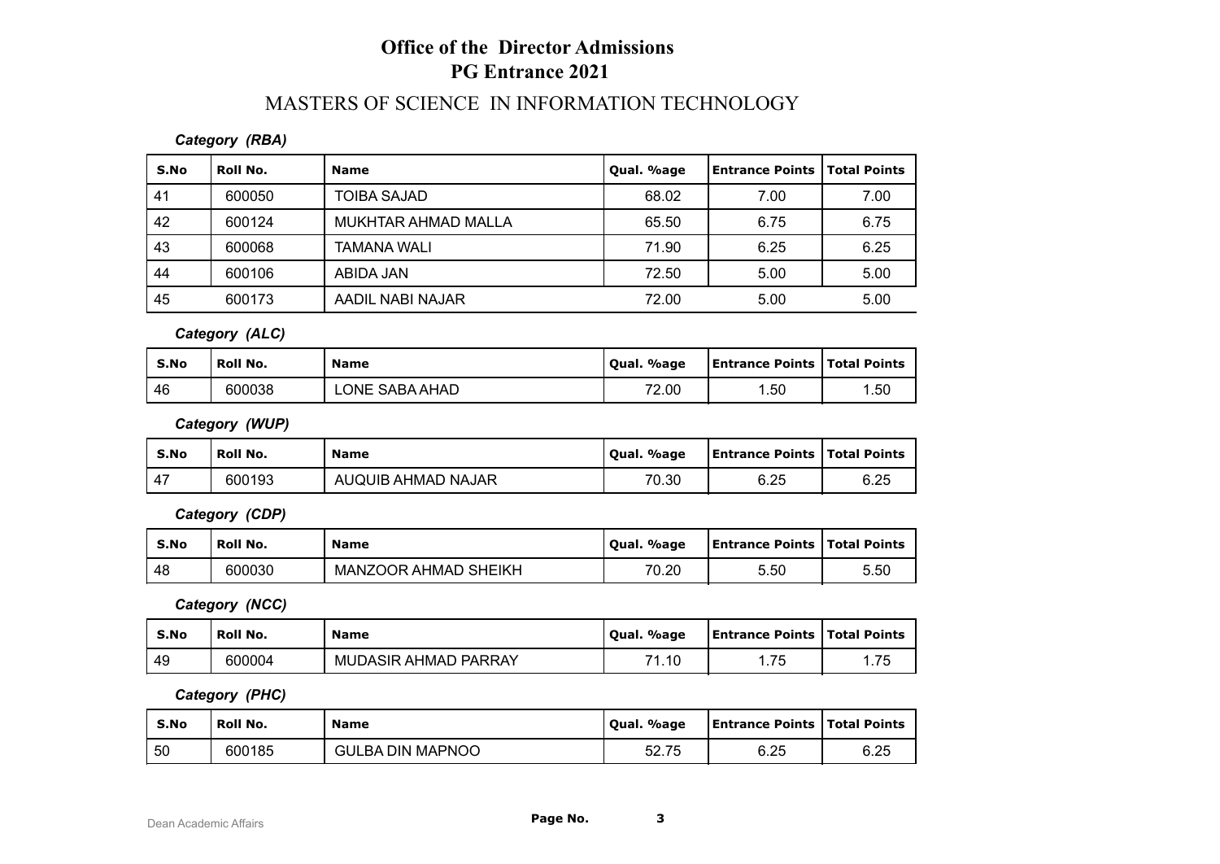# Office of the Director Admissions
# PG Entrance 2021

## MASTERS OF SCIENCE IN INFORMATION TECHNOLOGY

***Category (RBA)***

| S.No | Roll No. | Name | Qual. %age | Entrance Points | Total Points |
|---|---|---|---|---|---|
| 41 | 600050 | TOIBA SAJAD | 68.02 | 7.00 | 7.00 |
| 42 | 600124 | MUKHTAR AHMAD MALLA | 65.50 | 6.75 | 6.75 |
| 43 | 600068 | TAMANA WALI | 71.90 | 6.25 | 6.25 |
| 44 | 600106 | ABIDA JAN | 72.50 | 5.00 | 5.00 |
| 45 | 600173 | AADIL NABI NAJAR | 72.00 | 5.00 | 5.00 |

***Category (ALC)***

| S.No | Roll No. | Name | Qual. %age | Entrance Points | Total Points |
|---|---|---|---|---|---|
| 46 | 600038 | LONE SABA AHAD | 72.00 | 1.50 | 1.50 |

***Category (WUP)***

| S.No | Roll No. | Name | Qual. %age | Entrance Points | Total Points |
|---|---|---|---|---|---|
| 47 | 600193 | AUQUIB AHMAD NAJAR | 70.30 | 6.25 | 6.25 |

***Category (CDP)***

| S.No | Roll No. | Name | Qual. %age | Entrance Points | Total Points |
|---|---|---|---|---|---|
| 48 | 600030 | MANZOOR AHMAD SHEIKH | 70.20 | 5.50 | 5.50 |

***Category (NCC)***

| S.No | Roll No. | Name | Qual. %age | Entrance Points | Total Points |
|---|---|---|---|---|---|
| 49 | 600004 | MUDASIR AHMAD PARRAY | 71.10 | 1.75 | 1.75 |

***Category (PHC)***

| S.No | Roll No. | Name | Qual. %age | Entrance Points | Total Points |
|---|---|---|---|---|---|
| 50 | 600185 | GULBA DIN MAPNOO | 52.75 | 6.25 | 6.25 |

Dean Academic Affairs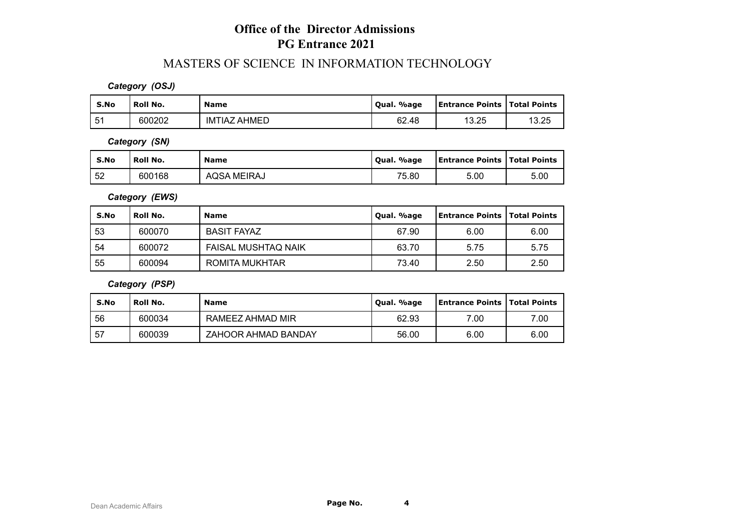# Office of the Director Admissions
# PG Entrance 2021

## MASTERS OF SCIENCE IN INFORMATION TECHNOLOGY

***Category (OSJ)***

| S.No | Roll No. | Name | Qual. %age | Entrance Points | Total Points |
|---|---|---|---|---|---|
| 51 | 600202 | IMTIAZ AHMED | 62.48 | 13.25 | 13.25 |

***Category (SN)***

| S.No | Roll No. | Name | Qual. %age | Entrance Points | Total Points |
|---|---|---|---|---|---|
| 52 | 600168 | AQSA MEIRAJ | 75.80 | 5.00 | 5.00 |

***Category (EWS)***

| S.No | Roll No. | Name | Qual. %age | Entrance Points | Total Points |
|---|---|---|---|---|---|
| 53 | 600070 | BASIT FAYAZ | 67.90 | 6.00 | 6.00 |
| 54 | 600072 | FAISAL MUSHTAQ NAIK | 63.70 | 5.75 | 5.75 |
| 55 | 600094 | ROMITA MUKHTAR | 73.40 | 2.50 | 2.50 |

***Category (PSP)***

| S.No | Roll No. | Name | Qual. %age | Entrance Points | Total Points |
|---|---|---|---|---|---|
| 56 | 600034 | RAMEEZ AHMAD MIR | 62.93 | 7.00 | 7.00 |
| 57 | 600039 | ZAHOOR AHMAD BANDAY | 56.00 | 6.00 | 6.00 |

Dean Academic Affairs